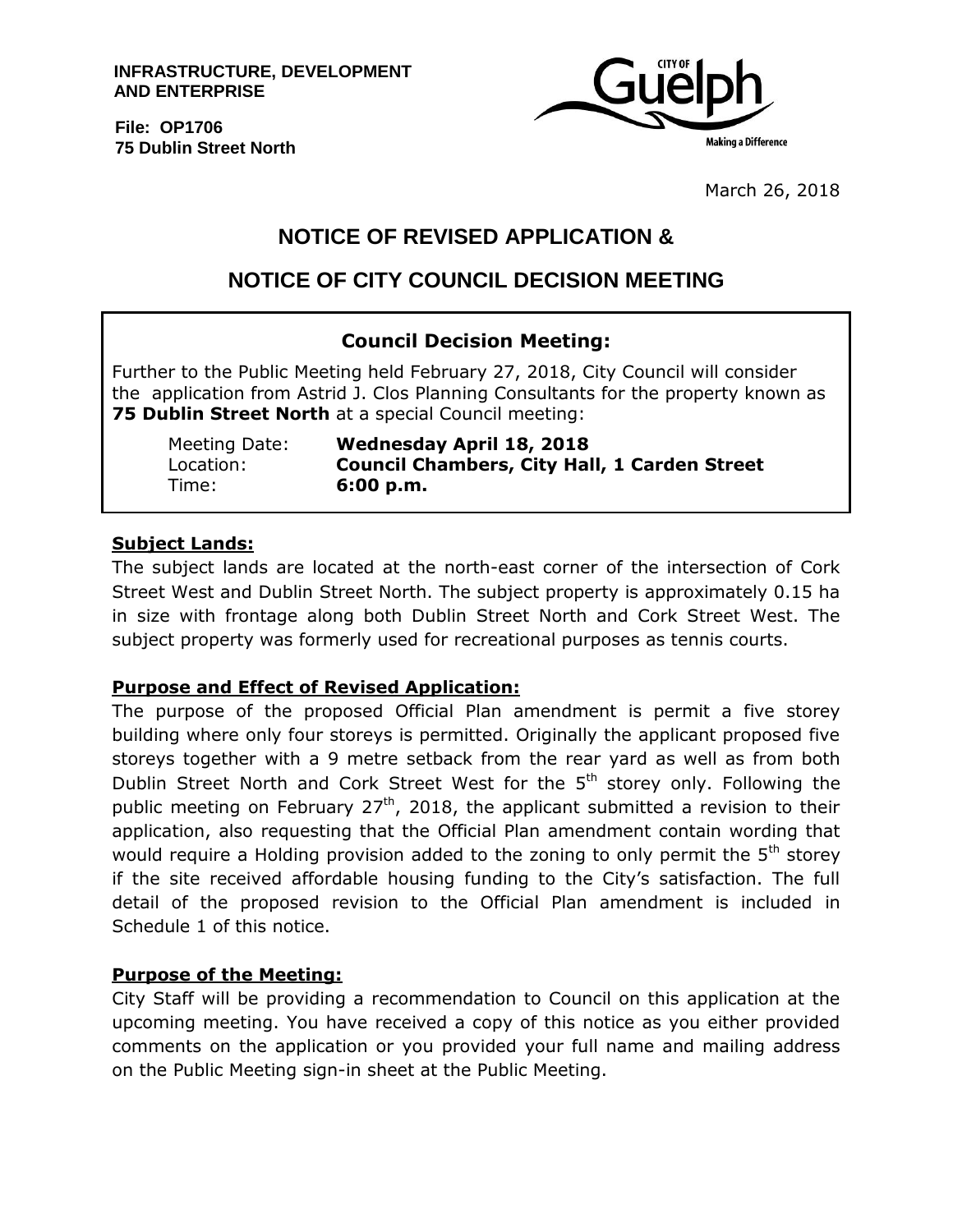**INFRASTRUCTURE, DEVELOPMENT AND ENTERPRISE**

**File: OP1706**
**75 Dublin Street North**

CITY OF Guelph
Making a Difference

March 26, 2018

# NOTICE OF REVISED APPLICATION &

# NOTICE OF CITY COUNCIL DECISION MEETING

### Council Decision Meeting:

Further to the Public Meeting held February 27, 2018, City Council will consider the application from Astrid J. Clos Planning Consultants for the property known as **75 Dublin Street North** at a special Council meeting:

Meeting Date: **Wednesday April 18, 2018**
Location: **Council Chambers, City Hall, 1 Carden Street**
Time: **6:00 p.m.**

### Subject Lands:

The subject lands are located at the north-east corner of the intersection of Cork Street West and Dublin Street North. The subject property is approximately 0.15 ha in size with frontage along both Dublin Street North and Cork Street West. The subject property was formerly used for recreational purposes as tennis courts.

### Purpose and Effect of Revised Application:

The purpose of the proposed Official Plan amendment is permit a five storey building where only four storeys is permitted. Originally the applicant proposed five storeys together with a 9 metre setback from the rear yard as well as from both Dublin Street North and Cork Street West for the 5th storey only. Following the public meeting on February 27th, 2018, the applicant submitted a revision to their application, also requesting that the Official Plan amendment contain wording that would require a Holding provision added to the zoning to only permit the 5th storey if the site received affordable housing funding to the City's satisfaction. The full detail of the proposed revision to the Official Plan amendment is included in Schedule 1 of this notice.

### Purpose of the Meeting:

City Staff will be providing a recommendation to Council on this application at the upcoming meeting. You have received a copy of this notice as you either provided comments on the application or you provided your full name and mailing address on the Public Meeting sign-in sheet at the Public Meeting.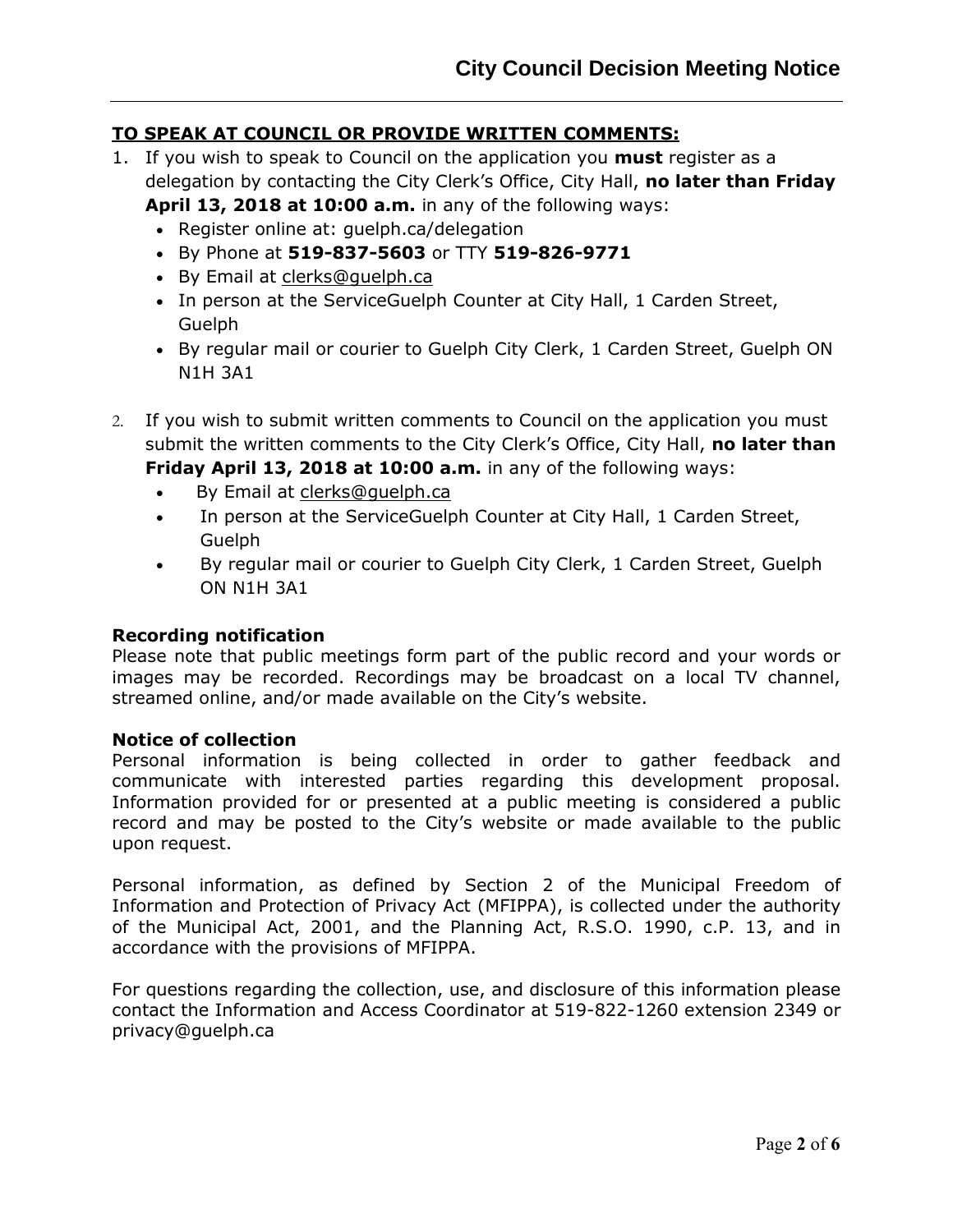## TO SPEAK AT COUNCIL OR PROVIDE WRITTEN COMMENTS:

1. If you wish to speak to Council on the application you **must** register as a delegation by contacting the City Clerk's Office, City Hall, **no later than Friday April 13, 2018 at 10:00 a.m.** in any of the following ways:
   - Register online at: guelph.ca/delegation
   - By Phone at **519-837-5603** or TTY **519-826-9771**
   - By Email at clerks@guelph.ca
   - In person at the ServiceGuelph Counter at City Hall, 1 Carden Street, Guelph
   - By regular mail or courier to Guelph City Clerk, 1 Carden Street, Guelph ON N1H 3A1

2. If you wish to submit written comments to Council on the application you must submit the written comments to the City Clerk's Office, City Hall, **no later than Friday April 13, 2018 at 10:00 a.m.** in any of the following ways:
   - By Email at clerks@guelph.ca
   - In person at the ServiceGuelph Counter at City Hall, 1 Carden Street, Guelph
   - By regular mail or courier to Guelph City Clerk, 1 Carden Street, Guelph ON N1H 3A1

**Recording notification**

Please note that public meetings form part of the public record and your words or images may be recorded. Recordings may be broadcast on a local TV channel, streamed online, and/or made available on the City's website.

**Notice of collection**

Personal information is being collected in order to gather feedback and communicate with interested parties regarding this development proposal. Information provided for or presented at a public meeting is considered a public record and may be posted to the City's website or made available to the public upon request.

Personal information, as defined by Section 2 of the Municipal Freedom of Information and Protection of Privacy Act (MFIPPA), is collected under the authority of the Municipal Act, 2001, and the Planning Act, R.S.O. 1990, c.P. 13, and in accordance with the provisions of MFIPPA.

For questions regarding the collection, use, and disclosure of this information please contact the Information and Access Coordinator at 519-822-1260 extension 2349 or privacy@guelph.ca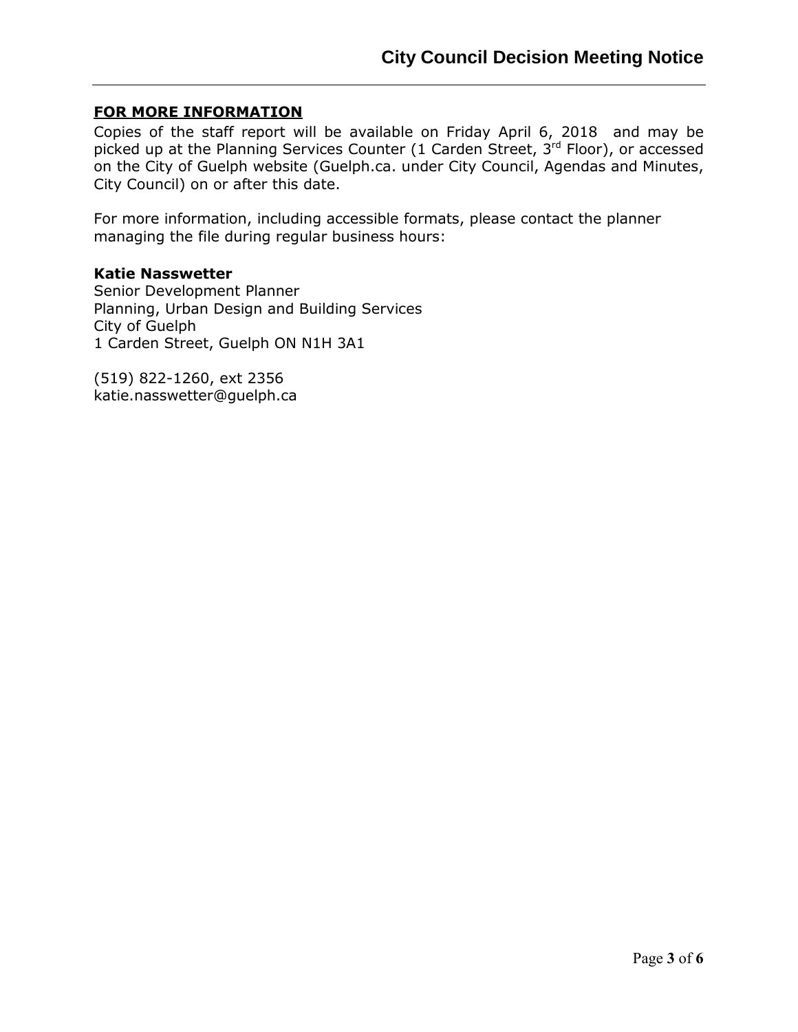## FOR MORE INFORMATION

Copies of the staff report will be available on Friday April 6, 2018 and may be picked up at the Planning Services Counter (1 Carden Street, 3rd Floor), or accessed on the City of Guelph website (Guelph.ca. under City Council, Agendas and Minutes, City Council) on or after this date.

For more information, including accessible formats, please contact the planner managing the file during regular business hours:

**Katie Nasswetter**
Senior Development Planner
Planning, Urban Design and Building Services
City of Guelph
1 Carden Street, Guelph ON N1H 3A1

(519) 822-1260, ext 2356
katie.nasswetter@guelph.ca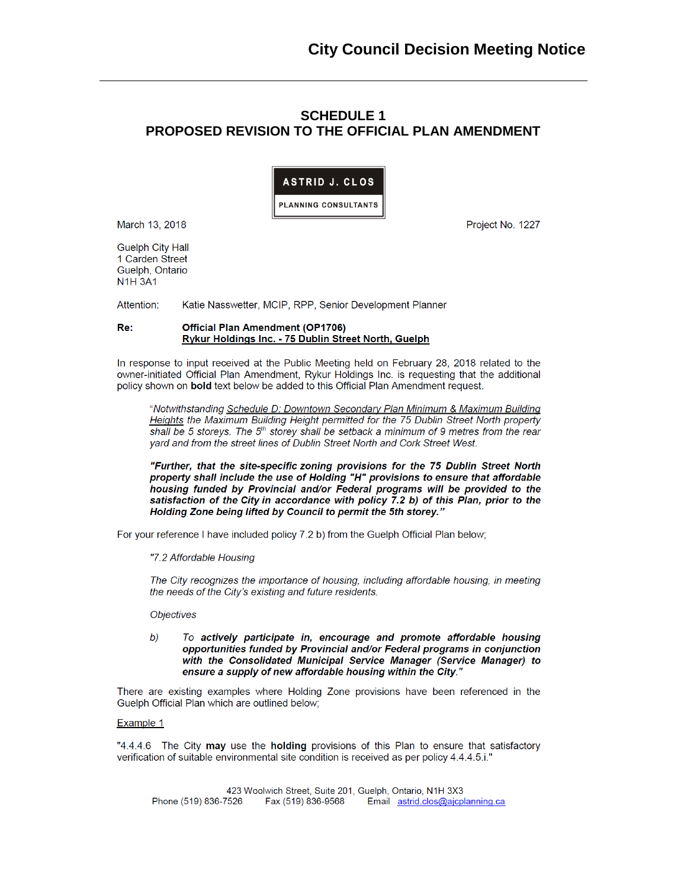# City Council Decision Meeting Notice

## SCHEDULE 1
## PROPOSED REVISION TO THE OFFICIAL PLAN AMENDMENT

**ASTRID J. CLOS**
PLANNING CONSULTANTS

March 13, 2018

Project No. 1227

Guelph City Hall
1 Carden Street
Guelph, Ontario
N1H 3A1

Attention: Katie Nasswetter, MCIP, RPP, Senior Development Planner

**Re: Official Plan Amendment (OP1706)**
**Rykur Holdings Inc. - 75 Dublin Street North, Guelph**

In response to input received at the Public Meeting held on February 28, 2018 related to the owner-initiated Official Plan Amendment, Rykur Holdings Inc. is requesting that the additional policy shown on **bold** text below be added to this Official Plan Amendment request.

> "*Notwithstanding Schedule D: Downtown Secondary Plan Minimum & Maximum Building Heights the Maximum Building Height permitted for the 75 Dublin Street North property shall be 5 storeys. The 5th storey shall be setback a minimum of 9 metres from the rear yard and from the street lines of Dublin Street North and Cork Street West.*
>
> ***"Further, that the site-specific zoning provisions for the 75 Dublin Street North property shall include the use of Holding "H" provisions to ensure that affordable housing funded by Provincial and/or Federal programs will be provided to the satisfaction of the City in accordance with policy 7.2 b) of this Plan, prior to the Holding Zone being lifted by Council to permit the 5th storey."***

For your reference I have included policy 7.2 b) from the Guelph Official Plan below;

> *"7.2 Affordable Housing*
>
> *The City recognizes the importance of housing, including affordable housing, in meeting the needs of the City's existing and future residents.*
>
> *Objectives*
>
> *b) To **actively participate in, encourage and promote affordable housing opportunities funded by Provincial and/or Federal programs in conjunction with the Consolidated Municipal Service Manager (Service Manager) to ensure a supply of new affordable housing within the City**."*

There are existing examples where Holding Zone provisions have been referenced in the Guelph Official Plan which are outlined below;

Example 1

"4.4.4.6 The City **may** use the **holding** provisions of this Plan to ensure that satisfactory verification of suitable environmental site condition is received as per policy 4.4.4.5.i."

423 Woolwich Street, Suite 201, Guelph, Ontario, N1H 3X3
Phone (519) 836-7526 Fax (519) 836-9568 Email astrid.clos@ajcplanning.ca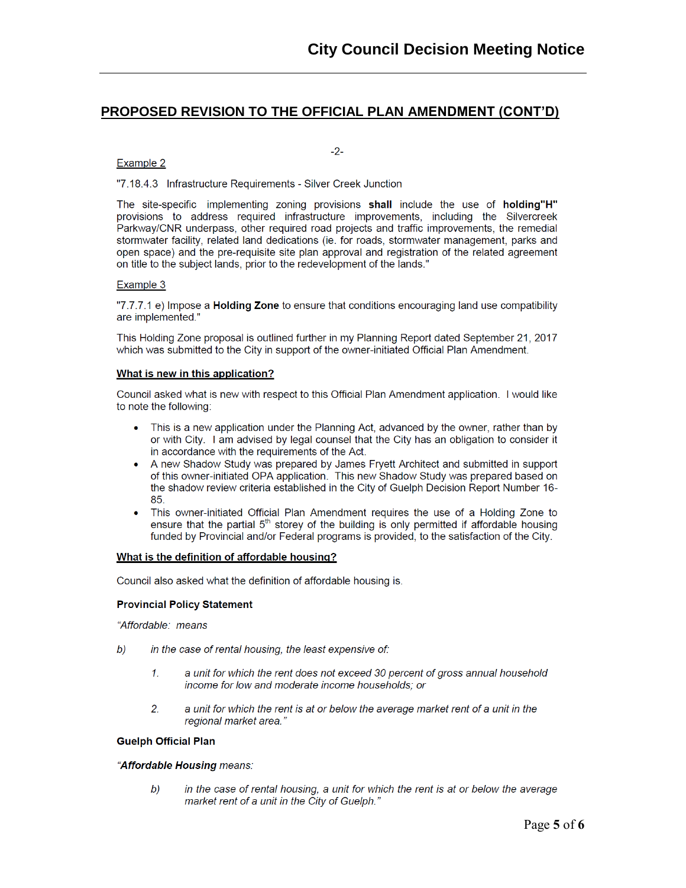## PROPOSED REVISION TO THE OFFICIAL PLAN AMENDMENT (CONT'D)

-2-

Example 2

"7.18.4.3 Infrastructure Requirements - Silver Creek Junction

The site-specific implementing zoning provisions **shall** include the use of **holding"H"** provisions to address required infrastructure improvements, including the Silvercreek Parkway/CNR underpass, other required road projects and traffic improvements, the remedial stormwater facility, related land dedications (ie. for roads, stormwater management, parks and open space) and the pre-requisite site plan approval and registration of the related agreement on title to the subject lands, prior to the redevelopment of the lands."

Example 3

"7.7.7.1 e) Impose a **Holding Zone** to ensure that conditions encouraging land use compatibility are implemented."

This Holding Zone proposal is outlined further in my Planning Report dated September 21, 2017 which was submitted to the City in support of the owner-initiated Official Plan Amendment.

**What is new in this application?**

Council asked what is new with respect to this Official Plan Amendment application. I would like to note the following:

- This is a new application under the Planning Act, advanced by the owner, rather than by or with City. I am advised by legal counsel that the City has an obligation to consider it in accordance with the requirements of the Act.
- A new Shadow Study was prepared by James Fryett Architect and submitted in support of this owner-initiated OPA application. This new Shadow Study was prepared based on the shadow review criteria established in the City of Guelph Decision Report Number 16-85.
- This owner-initiated Official Plan Amendment requires the use of a Holding Zone to ensure that the partial 5th storey of the building is only permitted if affordable housing funded by Provincial and/or Federal programs is provided, to the satisfaction of the City.

**What is the definition of affordable housing?**

Council also asked what the definition of affordable housing is.

**Provincial Policy Statement**

*"Affordable: means*

*b) in the case of rental housing, the least expensive of:*

*1. a unit for which the rent does not exceed 30 percent of gross annual household income for low and moderate income households; or*

*2. a unit for which the rent is at or below the average market rent of a unit in the regional market area."*

**Guelph Official Plan**

*"**Affordable Housing** means:*

*b) in the case of rental housing, a unit for which the rent is at or below the average market rent of a unit in the City of Guelph."*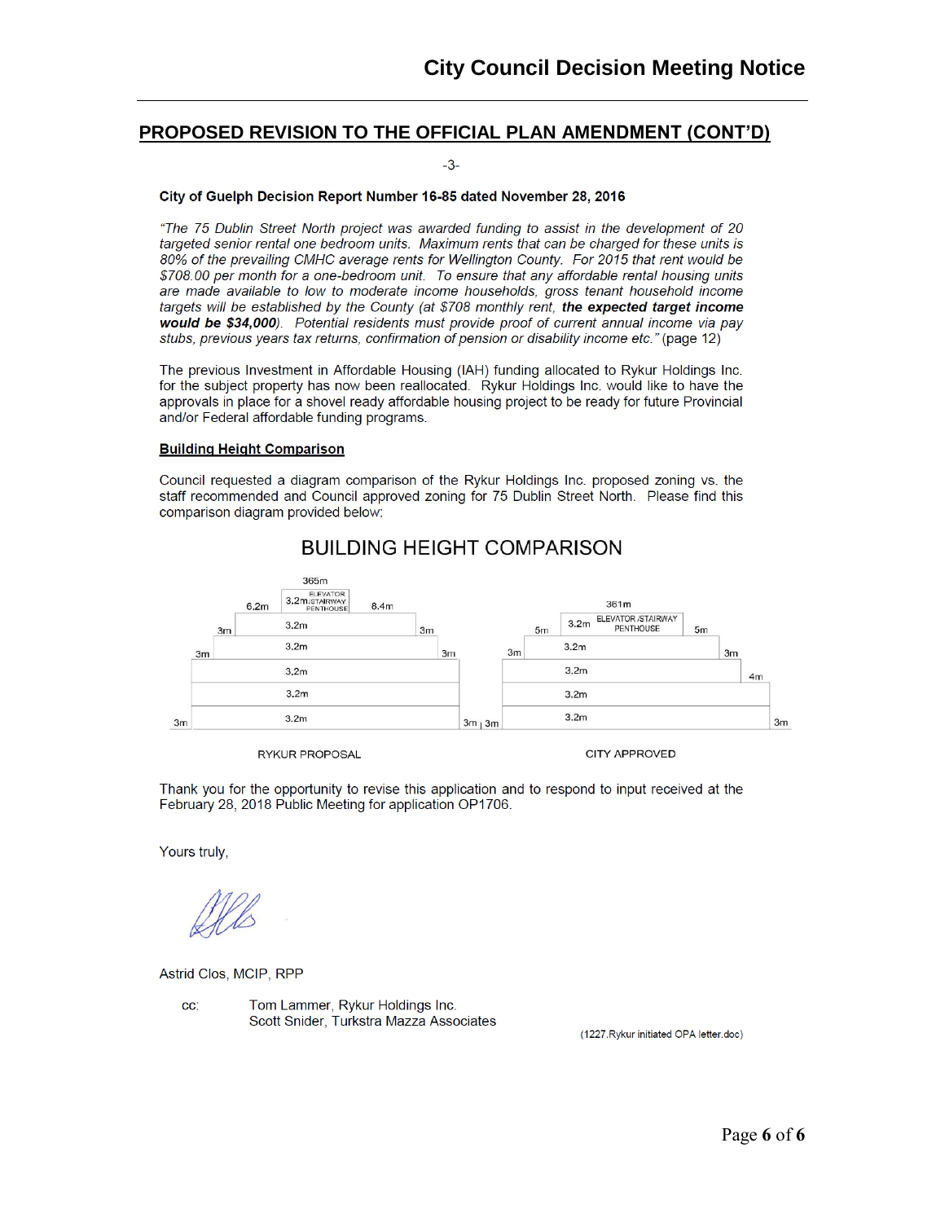## PROPOSED REVISION TO THE OFFICIAL PLAN AMENDMENT (CONT'D)

-3-

**City of Guelph Decision Report Number 16-85 dated November 28, 2016**

*"The 75 Dublin Street North project was awarded funding to assist in the development of 20 targeted senior rental one bedroom units. Maximum rents that can be charged for these units is 80% of the prevailing CMHC average rents for Wellington County. For 2015 that rent would be $708.00 per month for a one-bedroom unit. To ensure that any affordable rental housing units are made available to low to moderate income households, gross tenant household income targets will be established by the County (at $708 monthly rent,* ***the expected target income would be $34,000****). Potential residents must provide proof of current annual income via pay stubs, previous years tax returns, confirmation of pension or disability income etc."* (page 12)

The previous Investment in Affordable Housing (IAH) funding allocated to Rykur Holdings Inc. for the subject property has now been reallocated. Rykur Holdings Inc. would like to have the approvals in place for a shovel ready affordable housing project to be ready for future Provincial and/or Federal affordable funding programs.

**Building Height Comparison**

Council requested a diagram comparison of the Rykur Holdings Inc. proposed zoning vs. the staff recommended and Council approved zoning for 75 Dublin Street North. Please find this comparison diagram provided below:

BUILDING HEIGHT COMPARISON

365m
6.2m
3.2m ELEVATOR /STAIRWAY PENTHOUSE
8.4m
3m
3.2m
3m
3m
3.2m
3m
3.2m
3.2m
3m
3.2m
3m | 3m

361m
5m
3.2m ELEVATOR /STAIRWAY PENTHOUSE
5m
3m
3.2m
3m
3.2m
4m
3.2m
3.2m
3m

RYKUR PROPOSAL

CITY APPROVED

Thank you for the opportunity to revise this application and to respond to input received at the February 28, 2018 Public Meeting for application OP1706.

Yours truly,

Astrid Clos, MCIP, RPP

cc: Tom Lammer, Rykur Holdings Inc.
Scott Snider, Turkstra Mazza Associates

(1227.Rykur initiated OPA letter.doc)